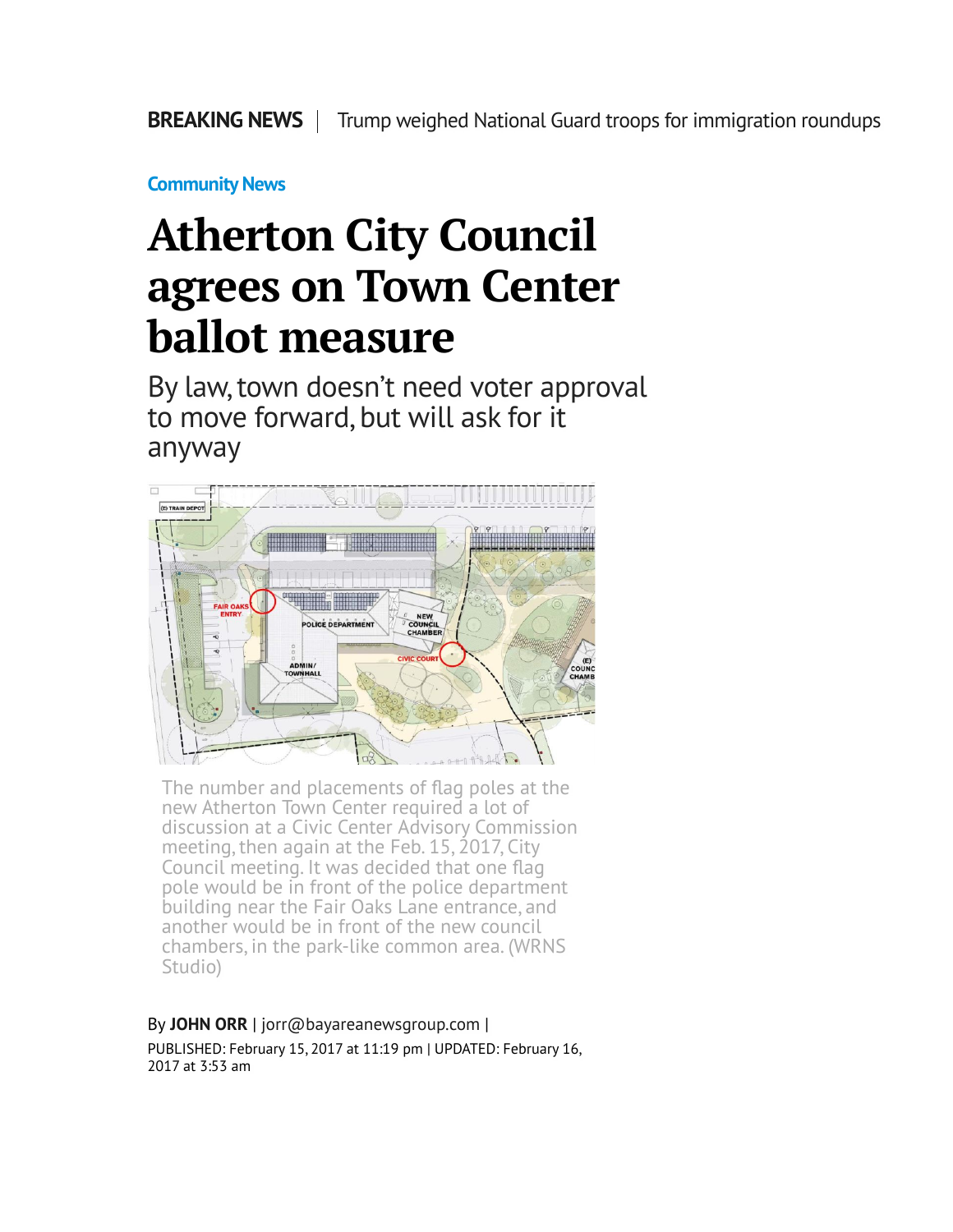**BREAKING NEWS** | Trump weighed National Guard troops for immigration roundups

**Community News**

# Atherton City Council agrees on Town Center ballot measure

## By law, town doesn't need voter approval to move forward, but will ask for it anyway

The number and placements of flag poles at the new Atherton Town Center required a lot of discussion at a Civic Center Advisory Commission meeting, then again at the Feb. 15, 2017, City Council meeting. It was decided that one flag pole would be in front of the police department building near the Fair Oaks Lane entrance, and another would be in front of the new council chambers, in the park-like common area. (WRNS Studio)

By **JOHN ORR** | jorr@bayareanewsgroup.com |
PUBLISHED: February 15, 2017 at 11:19 pm | UPDATED: February 16, 2017 at 3:53 am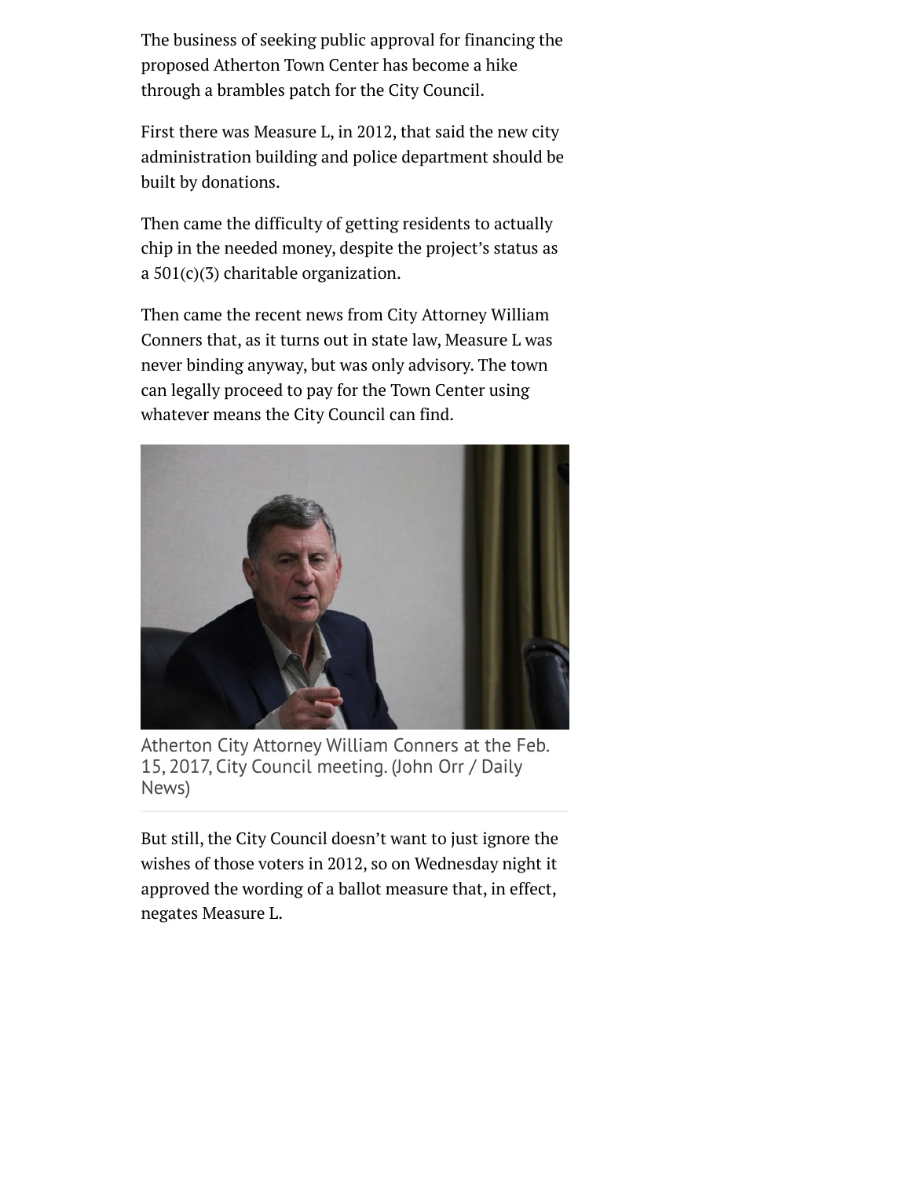The business of seeking public approval for financing the proposed Atherton Town Center has become a hike through a brambles patch for the City Council.

First there was Measure L, in 2012, that said the new city administration building and police department should be built by donations.

Then came the difficulty of getting residents to actually chip in the needed money, despite the project's status as a 501(c)(3) charitable organization.

Then came the recent news from City Attorney William Conners that, as it turns out in state law, Measure L was never binding anyway, but was only advisory. The town can legally proceed to pay for the Town Center using whatever means the City Council can find.

Atherton City Attorney William Conners at the Feb. 15, 2017, City Council meeting. (John Orr / Daily News)

But still, the City Council doesn't want to just ignore the wishes of those voters in 2012, so on Wednesday night it approved the wording of a ballot measure that, in effect, negates Measure L.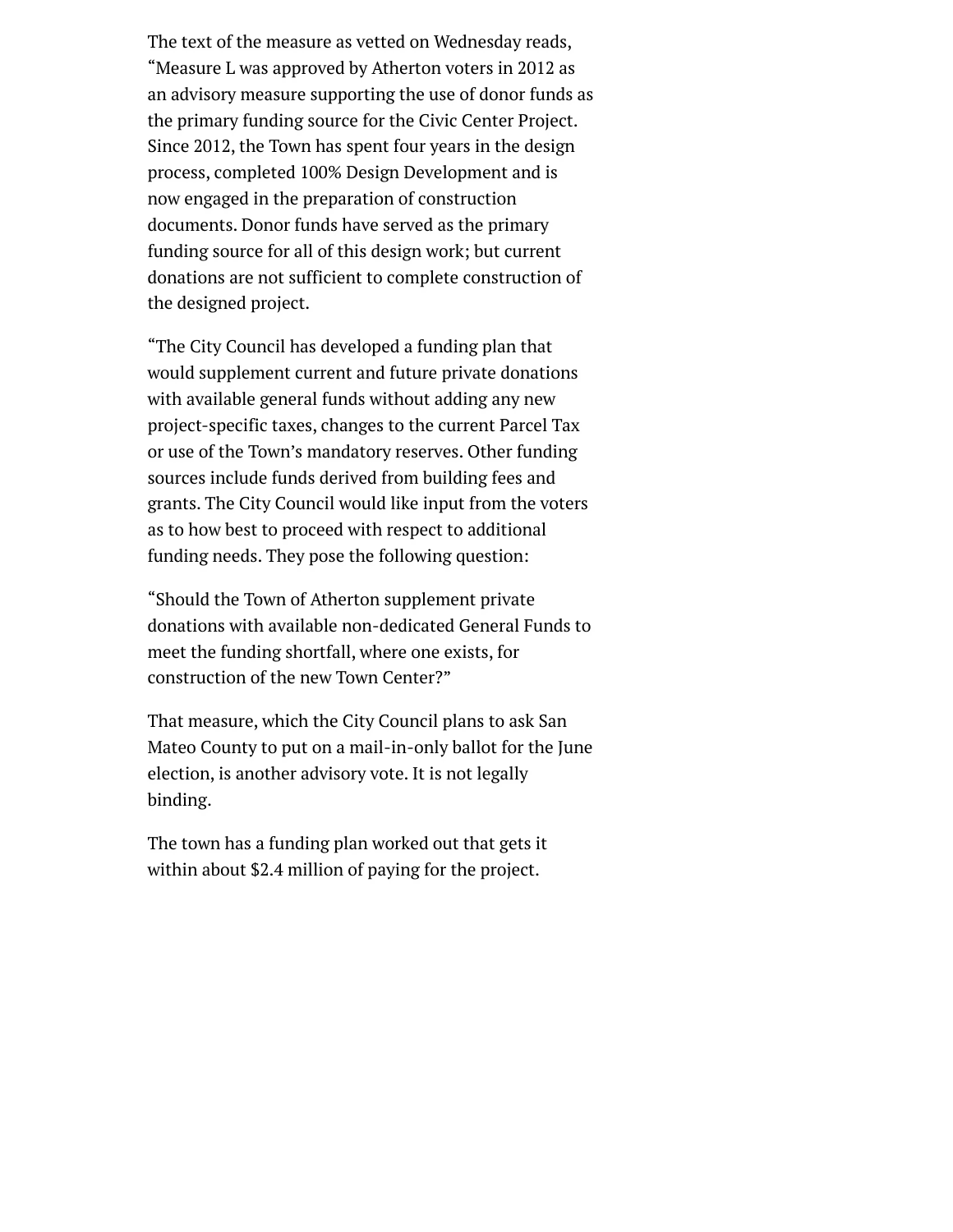The text of the measure as vetted on Wednesday reads, "Measure L was approved by Atherton voters in 2012 as an advisory measure supporting the use of donor funds as the primary funding source for the Civic Center Project. Since 2012, the Town has spent four years in the design process, completed 100% Design Development and is now engaged in the preparation of construction documents. Donor funds have served as the primary funding source for all of this design work; but current donations are not sufficient to complete construction of the designed project.

"The City Council has developed a funding plan that would supplement current and future private donations with available general funds without adding any new project-specific taxes, changes to the current Parcel Tax or use of the Town's mandatory reserves. Other funding sources include funds derived from building fees and grants. The City Council would like input from the voters as to how best to proceed with respect to additional funding needs. They pose the following question:

"Should the Town of Atherton supplement private donations with available non-dedicated General Funds to meet the funding shortfall, where one exists, for construction of the new Town Center?"

That measure, which the City Council plans to ask San Mateo County to put on a mail-in-only ballot for the June election, is another advisory vote. It is not legally binding.

The town has a funding plan worked out that gets it within about $2.4 million of paying for the project.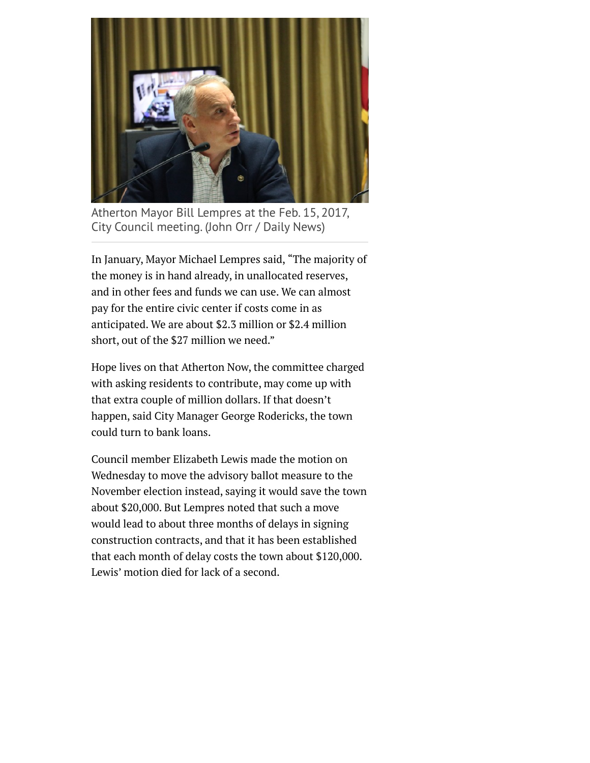Atherton Mayor Bill Lempres at the Feb. 15, 2017, City Council meeting. (John Orr / Daily News)

In January, Mayor Michael Lempres said, "The majority of the money is in hand already, in unallocated reserves, and in other fees and funds we can use. We can almost pay for the entire civic center if costs come in as anticipated. We are about $2.3 million or $2.4 million short, out of the $27 million we need."

Hope lives on that Atherton Now, the committee charged with asking residents to contribute, may come up with that extra couple of million dollars. If that doesn't happen, said City Manager George Rodericks, the town could turn to bank loans.

Council member Elizabeth Lewis made the motion on Wednesday to move the advisory ballot measure to the November election instead, saying it would save the town about $20,000. But Lempres noted that such a move would lead to about three months of delays in signing construction contracts, and that it has been established that each month of delay costs the town about $120,000. Lewis' motion died for lack of a second.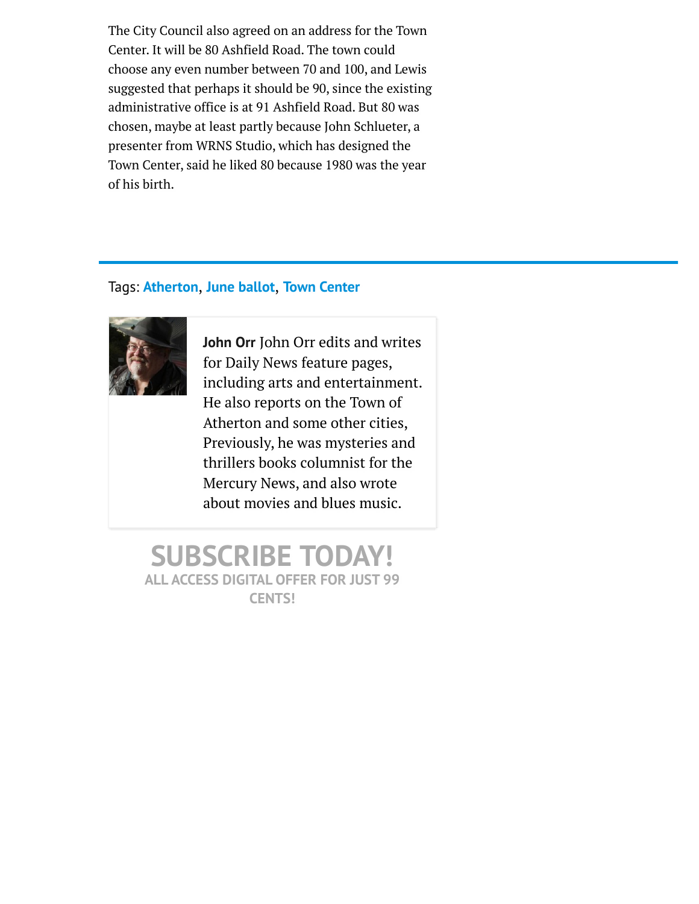The City Council also agreed on an address for the Town Center. It will be 80 Ashfield Road. The town could choose any even number between 70 and 100, and Lewis suggested that perhaps it should be 90, since the existing administrative office is at 91 Ashfield Road. But 80 was chosen, maybe at least partly because John Schlueter, a presenter from WRNS Studio, which has designed the Town Center, said he liked 80 because 1980 was the year of his birth.

---

Tags: **Atherton**, **June ballot**, **Town Center**

**John Orr** John Orr edits and writes for Daily News feature pages, including arts and entertainment. He also reports on the Town of Atherton and some other cities, Previously, he was mysteries and thrillers books columnist for the Mercury News, and also wrote about movies and blues music.

**SUBSCRIBE TODAY!**

**ALL ACCESS DIGITAL OFFER FOR JUST 99 CENTS!**